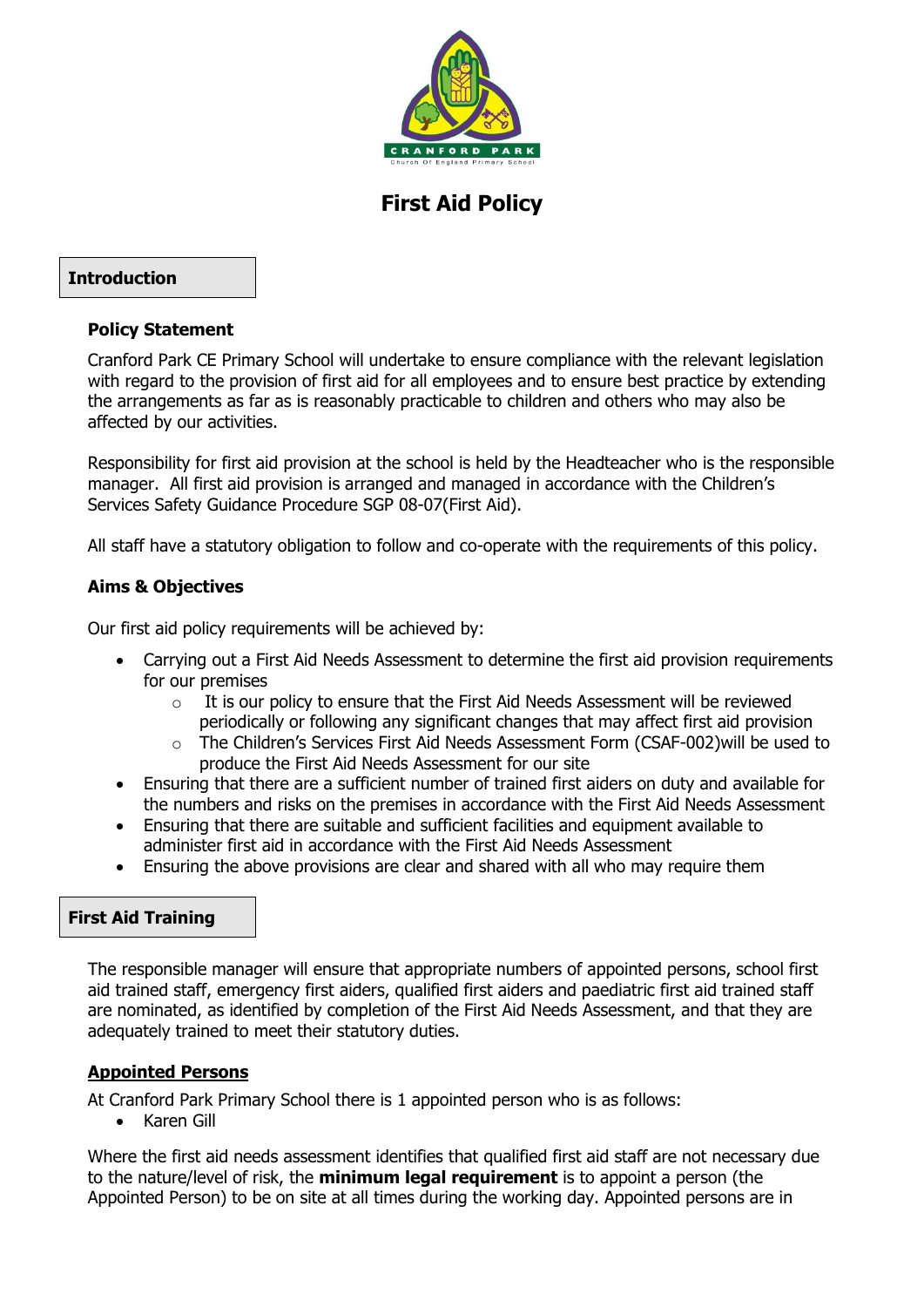# First Aid Policy

## Introduction

### Policy Statement

Cranford Park CE Primary School will undertake to ensure compliance with the relevant legislation with regard to the provision of first aid for all employees and to ensure best practice by extending the arrangements as far as is reasonably practicable to children and others who may also be affected by our activities.

Responsibility for first aid provision at the school is held by the Headteacher who is the responsible manager. All first aid provision is arranged and managed in accordance with the Children's Services Safety Guidance Procedure SGP 08-07(First Aid).

All staff have a statutory obligation to follow and co-operate with the requirements of this policy.

### Aims & Objectives

Our first aid policy requirements will be achieved by:

- Carrying out a First Aid Needs Assessment to determine the first aid provision requirements for our premises
  - It is our policy to ensure that the First Aid Needs Assessment will be reviewed periodically or following any significant changes that may affect first aid provision
  - The Children's Services First Aid Needs Assessment Form (CSAF-002)will be used to produce the First Aid Needs Assessment for our site
- Ensuring that there are a sufficient number of trained first aiders on duty and available for the numbers and risks on the premises in accordance with the First Aid Needs Assessment
- Ensuring that there are suitable and sufficient facilities and equipment available to administer first aid in accordance with the First Aid Needs Assessment
- Ensuring the above provisions are clear and shared with all who may require them

## First Aid Training

The responsible manager will ensure that appropriate numbers of appointed persons, school first aid trained staff, emergency first aiders, qualified first aiders and paediatric first aid trained staff are nominated, as identified by completion of the First Aid Needs Assessment, and that they are adequately trained to meet their statutory duties.

### Appointed Persons

At Cranford Park Primary School there is 1 appointed person who is as follows:

- Karen Gill

Where the first aid needs assessment identifies that qualified first aid staff are not necessary due to the nature/level of risk, the **minimum legal requirement** is to appoint a person (the Appointed Person) to be on site at all times during the working day. Appointed persons are in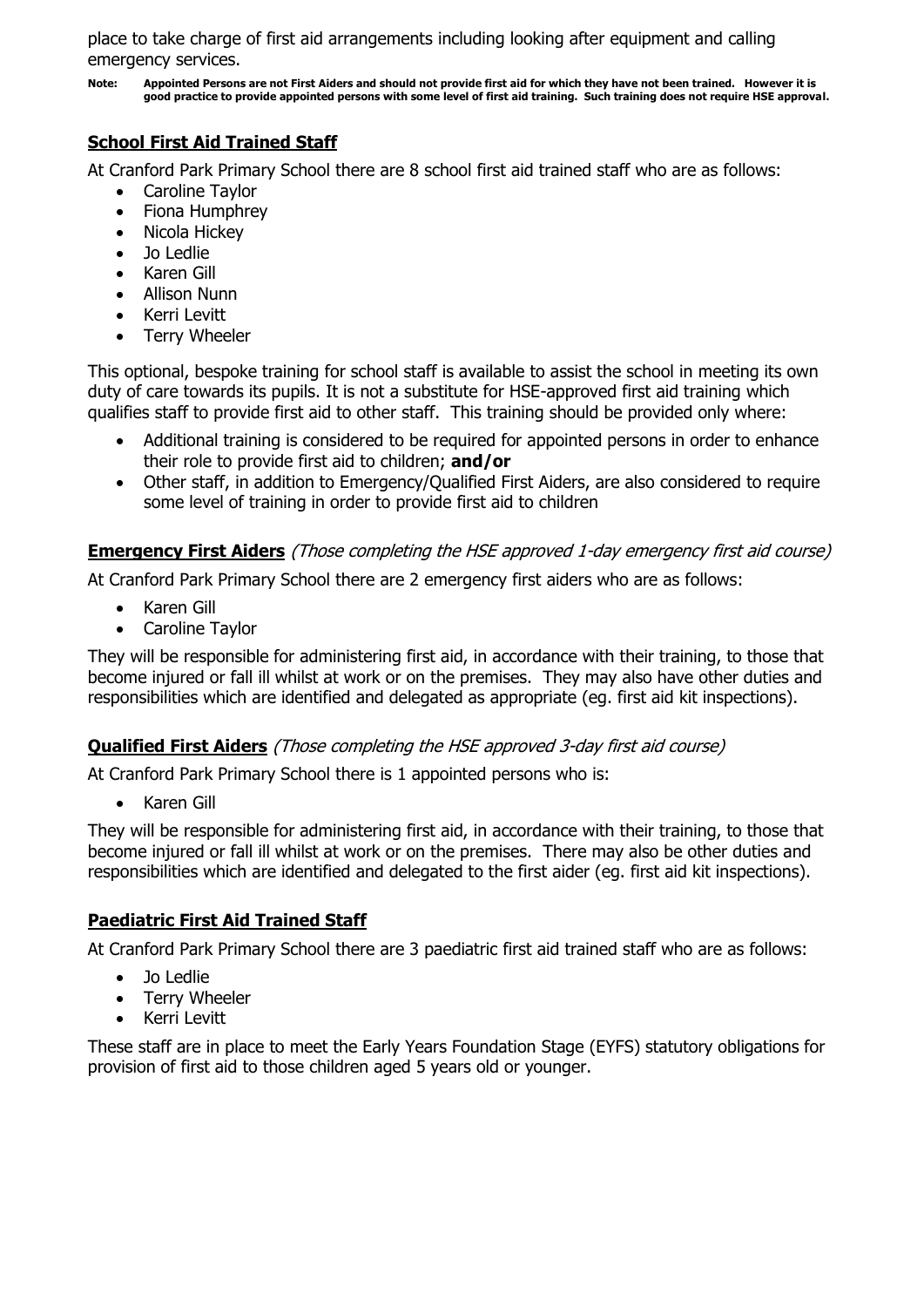place to take charge of first aid arrangements including looking after equipment and calling emergency services.

**Note: Appointed Persons are not First Aiders and should not provide first aid for which they have not been trained. However it is good practice to provide appointed persons with some level of first aid training. Such training does not require HSE approval.**

## School First Aid Trained Staff

At Cranford Park Primary School there are 8 school first aid trained staff who are as follows:

- Caroline Taylor
- Fiona Humphrey
- Nicola Hickey
- Jo Ledlie
- Karen Gill
- Allison Nunn
- Kerri Levitt
- Terry Wheeler

This optional, bespoke training for school staff is available to assist the school in meeting its own duty of care towards its pupils. It is not a substitute for HSE-approved first aid training which qualifies staff to provide first aid to other staff. This training should be provided only where:

- Additional training is considered to be required for appointed persons in order to enhance their role to provide first aid to children; **and/or**
- Other staff, in addition to Emergency/Qualified First Aiders, are also considered to require some level of training in order to provide first aid to children

## Emergency First Aiders *(Those completing the HSE approved 1-day emergency first aid course)*

At Cranford Park Primary School there are 2 emergency first aiders who are as follows:

- Karen Gill
- Caroline Taylor

They will be responsible for administering first aid, in accordance with their training, to those that become injured or fall ill whilst at work or on the premises. They may also have other duties and responsibilities which are identified and delegated as appropriate (eg. first aid kit inspections).

## Qualified First Aiders *(Those completing the HSE approved 3-day first aid course)*

At Cranford Park Primary School there is 1 appointed persons who is:

- Karen Gill

They will be responsible for administering first aid, in accordance with their training, to those that become injured or fall ill whilst at work or on the premises. There may also be other duties and responsibilities which are identified and delegated to the first aider (eg. first aid kit inspections).

## Paediatric First Aid Trained Staff

At Cranford Park Primary School there are 3 paediatric first aid trained staff who are as follows:

- Jo Ledlie
- Terry Wheeler
- Kerri Levitt

These staff are in place to meet the Early Years Foundation Stage (EYFS) statutory obligations for provision of first aid to those children aged 5 years old or younger.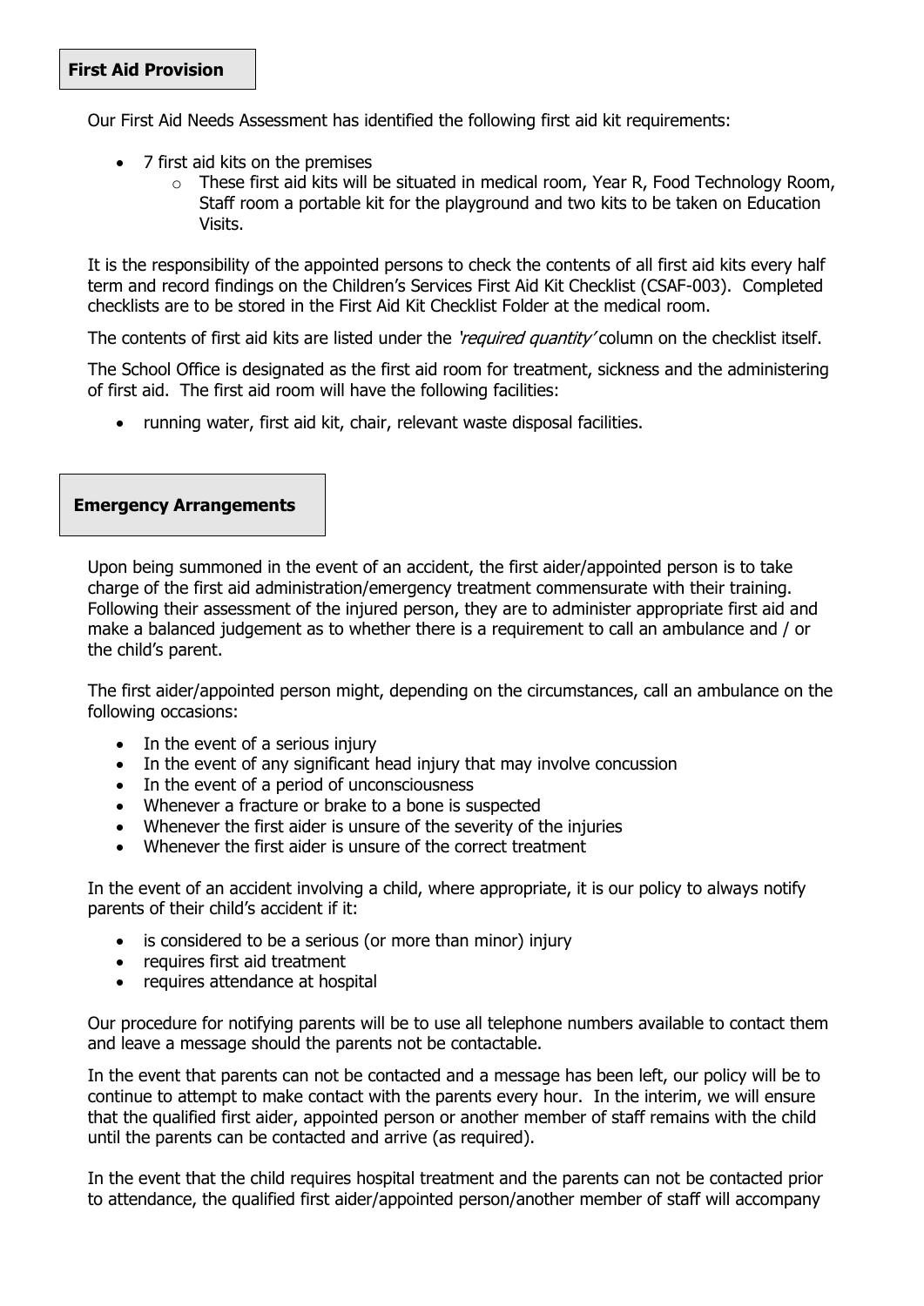## First Aid Provision

Our First Aid Needs Assessment has identified the following first aid kit requirements:

- 7 first aid kits on the premises
  - These first aid kits will be situated in medical room, Year R, Food Technology Room, Staff room a portable kit for the playground and two kits to be taken on Education Visits.

It is the responsibility of the appointed persons to check the contents of all first aid kits every half term and record findings on the Children's Services First Aid Kit Checklist (CSAF-003). Completed checklists are to be stored in the First Aid Kit Checklist Folder at the medical room.

The contents of first aid kits are listed under the *'required quantity'* column on the checklist itself.

The School Office is designated as the first aid room for treatment, sickness and the administering of first aid. The first aid room will have the following facilities:

- running water, first aid kit, chair, relevant waste disposal facilities.

## Emergency Arrangements

Upon being summoned in the event of an accident, the first aider/appointed person is to take charge of the first aid administration/emergency treatment commensurate with their training. Following their assessment of the injured person, they are to administer appropriate first aid and make a balanced judgement as to whether there is a requirement to call an ambulance and / or the child's parent.

The first aider/appointed person might, depending on the circumstances, call an ambulance on the following occasions:

- In the event of a serious injury
- In the event of any significant head injury that may involve concussion
- In the event of a period of unconsciousness
- Whenever a fracture or brake to a bone is suspected
- Whenever the first aider is unsure of the severity of the injuries
- Whenever the first aider is unsure of the correct treatment

In the event of an accident involving a child, where appropriate, it is our policy to always notify parents of their child's accident if it:

- is considered to be a serious (or more than minor) injury
- requires first aid treatment
- requires attendance at hospital

Our procedure for notifying parents will be to use all telephone numbers available to contact them and leave a message should the parents not be contactable.

In the event that parents can not be contacted and a message has been left, our policy will be to continue to attempt to make contact with the parents every hour. In the interim, we will ensure that the qualified first aider, appointed person or another member of staff remains with the child until the parents can be contacted and arrive (as required).

In the event that the child requires hospital treatment and the parents can not be contacted prior to attendance, the qualified first aider/appointed person/another member of staff will accompany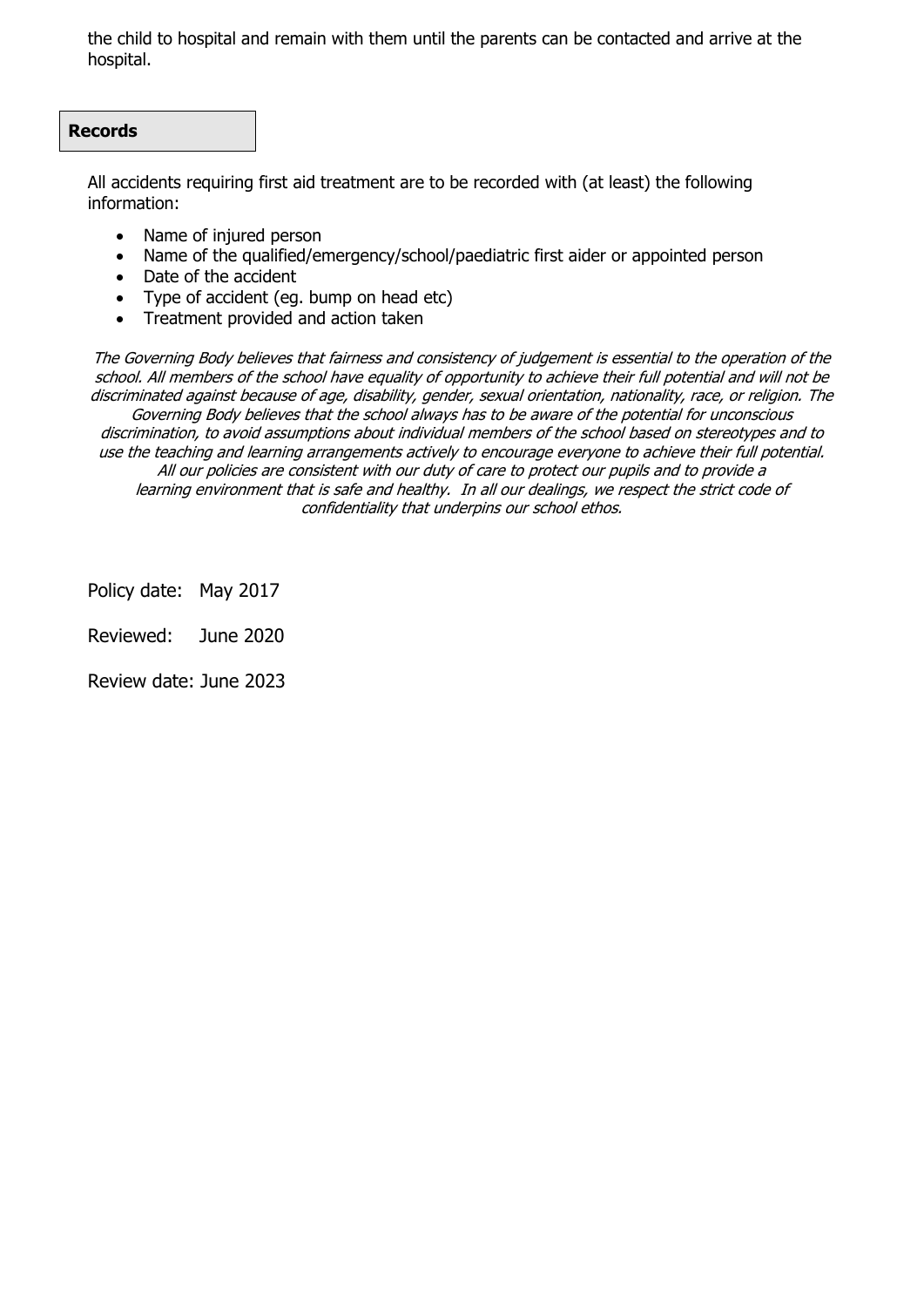the child to hospital and remain with them until the parents can be contacted and arrive at the hospital.

## Records

All accidents requiring first aid treatment are to be recorded with (at least) the following information:

- Name of injured person
- Name of the qualified/emergency/school/paediatric first aider or appointed person
- Date of the accident
- Type of accident (eg. bump on head etc)
- Treatment provided and action taken

*The Governing Body believes that fairness and consistency of judgement is essential to the operation of the school. All members of the school have equality of opportunity to achieve their full potential and will not be discriminated against because of age, disability, gender, sexual orientation, nationality, race, or religion. The Governing Body believes that the school always has to be aware of the potential for unconscious discrimination, to avoid assumptions about individual members of the school based on stereotypes and to use the teaching and learning arrangements actively to encourage everyone to achieve their full potential. All our policies are consistent with our duty of care to protect our pupils and to provide a learning environment that is safe and healthy. In all our dealings, we respect the strict code of confidentiality that underpins our school ethos.*

Policy date: May 2017

Reviewed: June 2020

Review date: June 2023